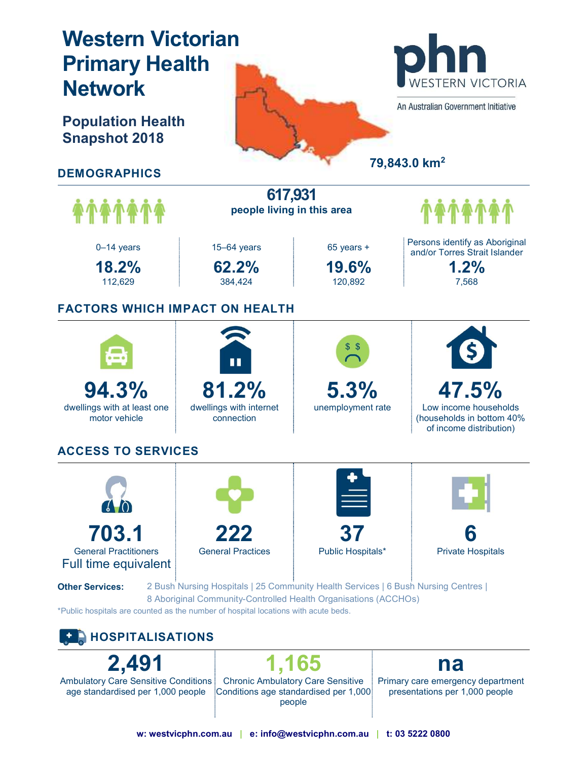# Western Victorian Primary Health Network

## Population Health Snapshot 2018

phn WESTERN VICTORIA

An Australian Government Initiative

79,843.0 km$^2$

## DEMOGRAPHICS

**617,931**
people living in this area

| 0–14 years | 15–64 years | 65 years + | Persons identify as Aboriginal and/or Torres Strait Islander |
|---|---|---|---|
| **18.2%** | **62.2%** | **19.6%** | **1.2%** |
| 112,629 | 384,424 | 120,892 | 7,568 |

## FACTORS WHICH IMPACT ON HEALTH

| **94.3%** | **81.2%** | **5.3%** | **47.5%** |
|---|---|---|---|
| dwellings with at least one motor vehicle | dwellings with internet connection | unemployment rate | Low income households (households in bottom 40% of income distribution) |

## ACCESS TO SERVICES

| **703.1** | **222** | **37** | **6** |
|---|---|---|---|
| General Practitioners Full time equivalent | General Practices | Public Hospitals* | Private Hospitals |

**Other Services:** 2 Bush Nursing Hospitals | 25 Community Health Services | 6 Bush Nursing Centres | 8 Aboriginal Community-Controlled Health Organisations (ACCHOs)

*Public hospitals are counted as the number of hospital locations with acute beds.

## HOSPITALISATIONS

| **2,491** | **1,165** | **na** |
|---|---|---|
| Ambulatory Care Sensitive Conditions age standardised per 1,000 people | Chronic Ambulatory Care Sensitive Conditions age standardised per 1,000 people | Primary care emergency department presentations per 1,000 people |

**w: westvicphn.com.au | e: info@westvicphn.com.au | t: 03 5222 0800**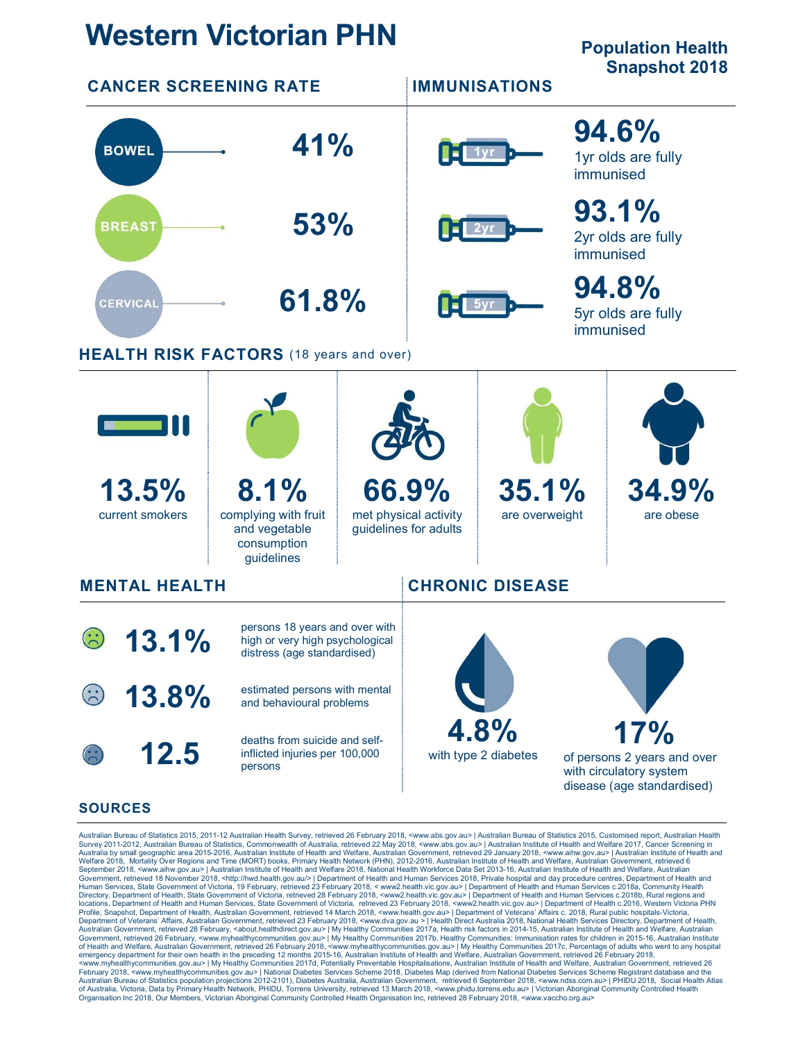# Western Victorian PHN

## Population Health Snapshot 2018

## CANCER SCREENING RATE

BOWEL 41%

BREAST 53%

CERVICAL 61.8%

## IMMUNISATIONS

1yr **94.6%** 1yr olds are fully immunised

2yr **93.1%** 2yr olds are fully immunised

5yr **94.8%** 5yr olds are fully immunised

## HEALTH RISK FACTORS (18 years and over)

**13.5%** current smokers

**8.1%** complying with fruit and vegetable consumption guidelines

**66.9%** met physical activity guidelines for adults

**35.1%** are overweight

**34.9%** are obese

## MENTAL HEALTH

**13.1%** persons 18 years and over with high or very high psychological distress (age standardised)

**13.8%** estimated persons with mental and behavioural problems

**12.5** deaths from suicide and self-inflicted injuries per 100,000 persons

## CHRONIC DISEASE

**4.8%** with type 2 diabetes

**17%** of persons 2 years and over with circulatory system disease (age standardised)

## SOURCES

Australian Bureau of Statistics 2015, 2011-12 Australian Health Survey, retrieved 26 February 2018, <www.abs.gov.au> | Australian Bureau of Statistics 2015, Customised report, Australian Health Survey 2011-2012, Australian Bureau of Statistics, Commonwealth of Australia, retrieved 22 May 2018, <www.abs.gov.au> | Australian Institute of Health and Welfare 2017, Cancer Screening in Australia by small geographic area 2015-2016, Australian Institute of Health and Welfare, Australian Government, retrieved 29 January 2018, <www.aihw.gov.au> | Australian Institute of Health and Welfare 2018, Mortality Over Regions and Time (MORT) books, Primary Health Network (PHN), 2012-2016, Australian Institute of Health and Welfare, Australian Government, retrieved 6 September 2018, <www.aihw.gov.au> | Australian Institute of Health and Welfare 2018, National Health Workforce Data Set 2013-16, Australian Institute of Health and Welfare, Australian Government, retrieved 18 November 2018, <http://hwd.health.gov.au/> | Department of Health and Human Services 2018, Private hospital and day procedure centres, Department of Health and Human Services, State Government of Victoria, 19 February, retrieved 23 February 2018, < www2.health.vic.gov.au> | Department of Health and Human Services c.2018a, Community Health Directory, Department of Health, State Government of Victoria, retrieved 28 February 2018, <www2.health.vic.gov.au> | Department of Health and Human Services c.2018b, Rural regions and locations, Department of Health and Human Services, State Government of Victoria, retrieved 23 February 2018, <www2.health.vic.gov.au> | Department of Health c.2016, Western Victoria PHN Profile, Snapshot, Department of Health, Australian Government, retrieved 14 March 2018, <www.health.gov.au> | Department of Veterans' Affairs c. 2018, Rural public hospitals-Victoria, Department of Veterans' Affairs, Australian Government, retrieved 23 February 2018, <www.dva.gov.au > | Health Direct Australia 2018, National Health Services Directory, Department of Health, Australian Government, retrieved 28 February, <about.healthdirect.gov.au> | My Healthy Communities 2017a, Health risk factors in 2014-15, Australian Institute of Health and Welfare, Australian Government, retrieved 26 February, <www.myhealthycommunities.gov.au> | My Healthy Communities 2017b, Healthy Communities: Immunisation rates for children in 2015-16, Australian Institute of Health and Welfare, Australian Government, retrieved 26 February 2018, <www.myhealthycommunities.gov.au> | My Healthy Communities 2017c, Percentage of adults who went to any hospital emergency department for their own health in the preceding 12 months 2015-16, Australian Institute of Health and Welfare, Australian Government, retrieved 26 February 2018, <www.myhealthycommunities.gov.au> | My Healthy Communities 2017d, Potentially Preventable Hospitalisations, Australian Institute of Health and Welfare, Australian Government, retrieved 26 February 2018, <www.myhealthycommunities.gov.au> | National Diabetes Services Scheme 2018, Diabetes Map (derived from National Diabetes Services Scheme Registrant database and the Australian Bureau of Statistics population projections 2012-2101), Diabetes Australia, Australian Government, retrieved 6 September 2018, <www.ndss.com.au> | PHIDU 2018, Social Health Atlas of Australia, Victoria, Data by Primary Health Network, PHIDU, Torrens University, retrieved 13 March 2018, <www.phidu.torrens.edu.au> | Victorian Aboriginal Community Controlled Health Organisation Inc 2018, Our Members, Victorian Aboriginal Community Controlled Health Organisation Inc, retrieved 28 February 2018, <www.vaccho.org.au>